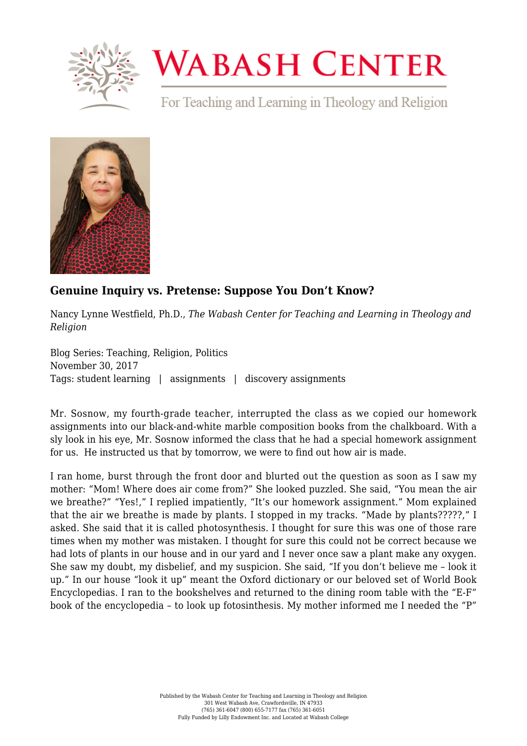# Genuine Inquiry vs. Pretense: Suppose You Don't Know?

Nancy Lynne Westfield, Ph.D., *The Wabash Center for Teaching and Learning in Theology and Religion*

Blog Series: Teaching, Religion, Politics
November 30, 2017
Tags: student learning | assignments | discovery assignments

Mr. Sosnow, my fourth-grade teacher, interrupted the class as we copied our homework assignments into our black-and-white marble composition books from the chalkboard. With a sly look in his eye, Mr. Sosnow informed the class that he had a special homework assignment for us. He instructed us that by tomorrow, we were to find out how air is made.

I ran home, burst through the front door and blurted out the question as soon as I saw my mother: "Mom! Where does air come from?" She looked puzzled. She said, "You mean the air we breathe?" "Yes!," I replied impatiently, "It's our homework assignment." Mom explained that the air we breathe is made by plants. I stopped in my tracks. "Made by plants?????," I asked. She said that it is called photosynthesis. I thought for sure this was one of those rare times when my mother was mistaken. I thought for sure this could not be correct because we had lots of plants in our house and in our yard and I never once saw a plant make any oxygen. She saw my doubt, my disbelief, and my suspicion. She said, "If you don't believe me – look it up." In our house "look it up" meant the Oxford dictionary or our beloved set of World Book Encyclopedias. I ran to the bookshelves and returned to the dining room table with the "E-F" book of the encyclopedia – to look up fotosinthesis. My mother informed me I needed the "P"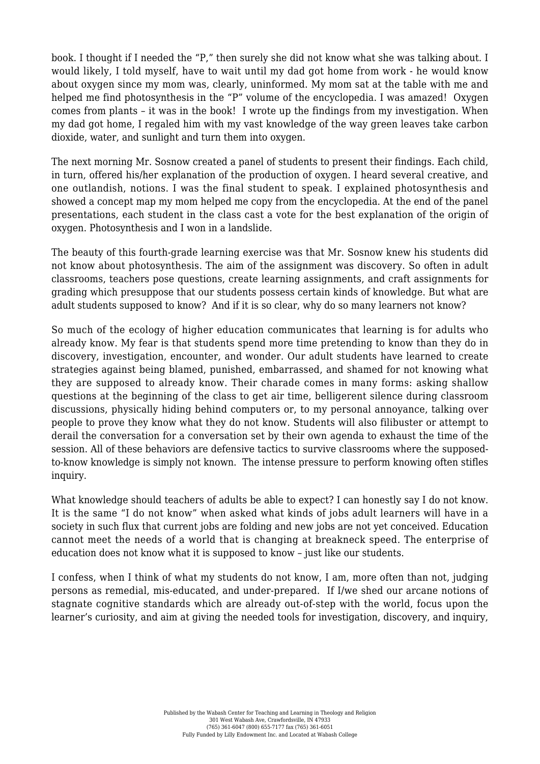book. I thought if I needed the "P," then surely she did not know what she was talking about. I would likely, I told myself, have to wait until my dad got home from work - he would know about oxygen since my mom was, clearly, uninformed. My mom sat at the table with me and helped me find photosynthesis in the "P" volume of the encyclopedia. I was amazed! Oxygen comes from plants – it was in the book! I wrote up the findings from my investigation. When my dad got home, I regaled him with my vast knowledge of the way green leaves take carbon dioxide, water, and sunlight and turn them into oxygen.

The next morning Mr. Sosnow created a panel of students to present their findings. Each child, in turn, offered his/her explanation of the production of oxygen. I heard several creative, and one outlandish, notions. I was the final student to speak. I explained photosynthesis and showed a concept map my mom helped me copy from the encyclopedia. At the end of the panel presentations, each student in the class cast a vote for the best explanation of the origin of oxygen. Photosynthesis and I won in a landslide.

The beauty of this fourth-grade learning exercise was that Mr. Sosnow knew his students did not know about photosynthesis. The aim of the assignment was discovery. So often in adult classrooms, teachers pose questions, create learning assignments, and craft assignments for grading which presuppose that our students possess certain kinds of knowledge. But what are adult students supposed to know? And if it is so clear, why do so many learners not know?

So much of the ecology of higher education communicates that learning is for adults who already know. My fear is that students spend more time pretending to know than they do in discovery, investigation, encounter, and wonder. Our adult students have learned to create strategies against being blamed, punished, embarrassed, and shamed for not knowing what they are supposed to already know. Their charade comes in many forms: asking shallow questions at the beginning of the class to get air time, belligerent silence during classroom discussions, physically hiding behind computers or, to my personal annoyance, talking over people to prove they know what they do not know. Students will also filibuster or attempt to derail the conversation for a conversation set by their own agenda to exhaust the time of the session. All of these behaviors are defensive tactics to survive classrooms where the supposed-to-know knowledge is simply not known. The intense pressure to perform knowing often stifles inquiry.

What knowledge should teachers of adults be able to expect? I can honestly say I do not know. It is the same "I do not know" when asked what kinds of jobs adult learners will have in a society in such flux that current jobs are folding and new jobs are not yet conceived. Education cannot meet the needs of a world that is changing at breakneck speed. The enterprise of education does not know what it is supposed to know – just like our students.

I confess, when I think of what my students do not know, I am, more often than not, judging persons as remedial, mis-educated, and under-prepared. If I/we shed our arcane notions of stagnate cognitive standards which are already out-of-step with the world, focus upon the learner's curiosity, and aim at giving the needed tools for investigation, discovery, and inquiry,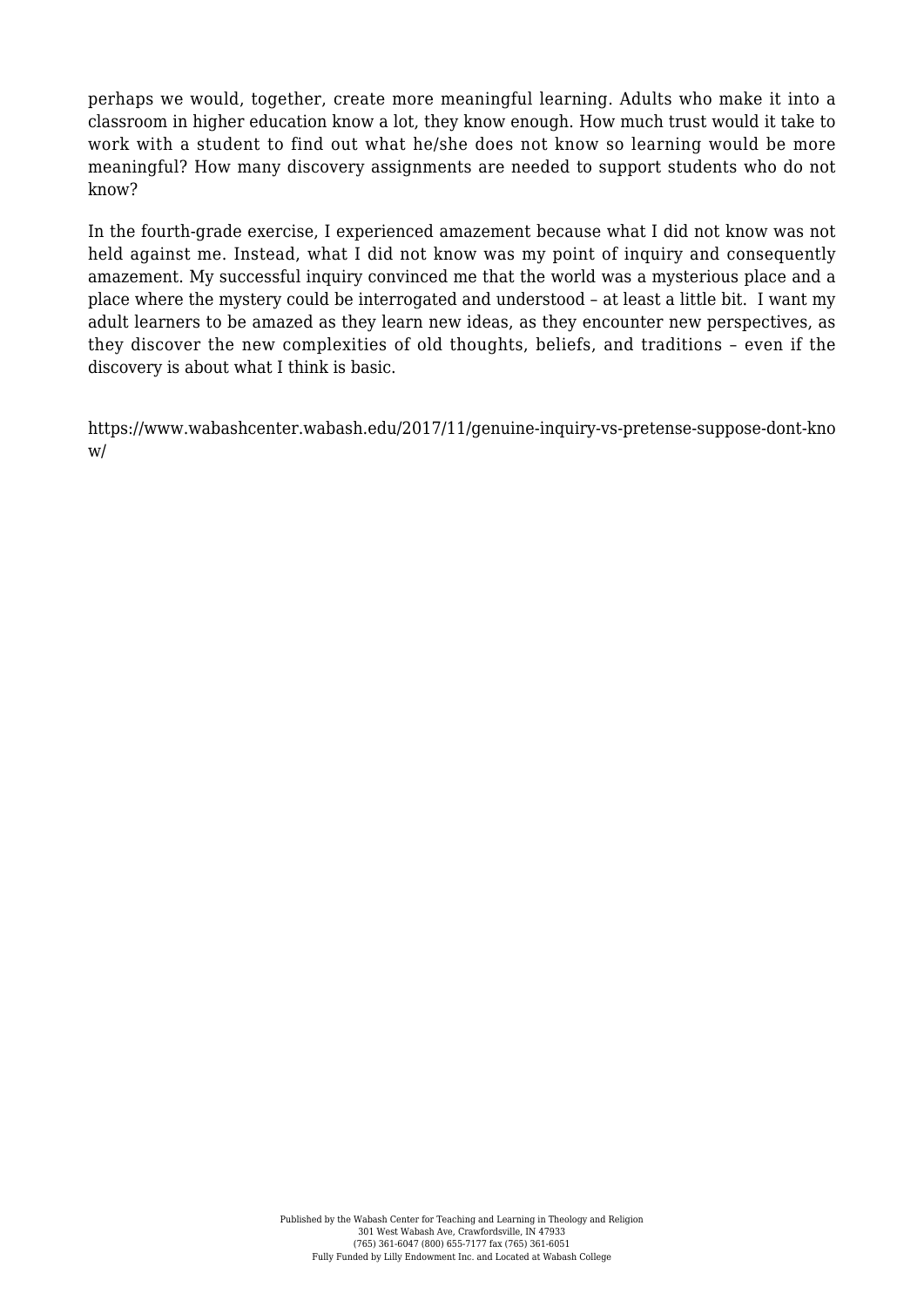perhaps we would, together, create more meaningful learning. Adults who make it into a classroom in higher education know a lot, they know enough. How much trust would it take to work with a student to find out what he/she does not know so learning would be more meaningful? How many discovery assignments are needed to support students who do not know?

In the fourth-grade exercise, I experienced amazement because what I did not know was not held against me. Instead, what I did not know was my point of inquiry and consequently amazement. My successful inquiry convinced me that the world was a mysterious place and a place where the mystery could be interrogated and understood – at least a little bit. I want my adult learners to be amazed as they learn new ideas, as they encounter new perspectives, as they discover the new complexities of old thoughts, beliefs, and traditions – even if the discovery is about what I think is basic.

https://www.wabashcenter.wabash.edu/2017/11/genuine-inquiry-vs-pretense-suppose-dont-know/